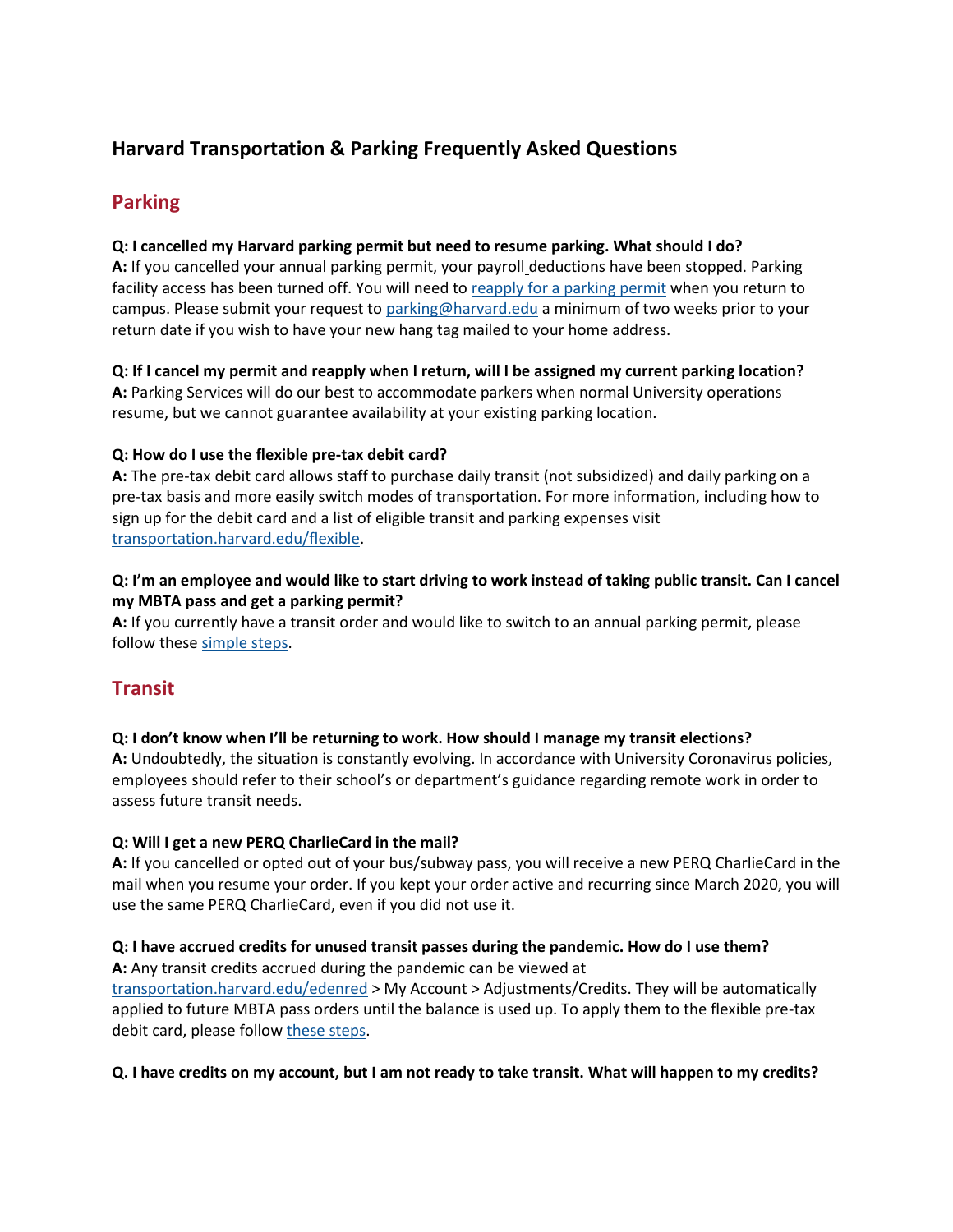# Harvard Transportation & Parking Frequently Asked Questions

## Parking

**Q: I cancelled my Harvard parking permit but need to resume parking. What should I do?**
**A:** If you cancelled your annual parking permit, your payroll deductions have been stopped. Parking facility access has been turned off. You will need to reapply for a parking permit when you return to campus. Please submit your request to parking@harvard.edu a minimum of two weeks prior to your return date if you wish to have your new hang tag mailed to your home address.

**Q: If I cancel my permit and reapply when I return, will I be assigned my current parking location?**
**A:** Parking Services will do our best to accommodate parkers when normal University operations resume, but we cannot guarantee availability at your existing parking location.

**Q: How do I use the flexible pre-tax debit card?**
**A:** The pre-tax debit card allows staff to purchase daily transit (not subsidized) and daily parking on a pre-tax basis and more easily switch modes of transportation. For more information, including how to sign up for the debit card and a list of eligible transit and parking expenses visit transportation.harvard.edu/flexible.

**Q: I'm an employee and would like to start driving to work instead of taking public transit. Can I cancel my MBTA pass and get a parking permit?**
**A:** If you currently have a transit order and would like to switch to an annual parking permit, please follow these simple steps.

## Transit

**Q: I don't know when I'll be returning to work. How should I manage my transit elections?**
**A:** Undoubtedly, the situation is constantly evolving. In accordance with University Coronavirus policies, employees should refer to their school's or department's guidance regarding remote work in order to assess future transit needs.

**Q: Will I get a new PERQ CharlieCard in the mail?**
**A:** If you cancelled or opted out of your bus/subway pass, you will receive a new PERQ CharlieCard in the mail when you resume your order. If you kept your order active and recurring since March 2020, you will use the same PERQ CharlieCard, even if you did not use it.

**Q: I have accrued credits for unused transit passes during the pandemic. How do I use them?**
**A:** Any transit credits accrued during the pandemic can be viewed at transportation.harvard.edu/edenred > My Account > Adjustments/Credits. They will be automatically applied to future MBTA pass orders until the balance is used up. To apply them to the flexible pre-tax debit card, please follow these steps.

**Q. I have credits on my account, but I am not ready to take transit. What will happen to my credits?**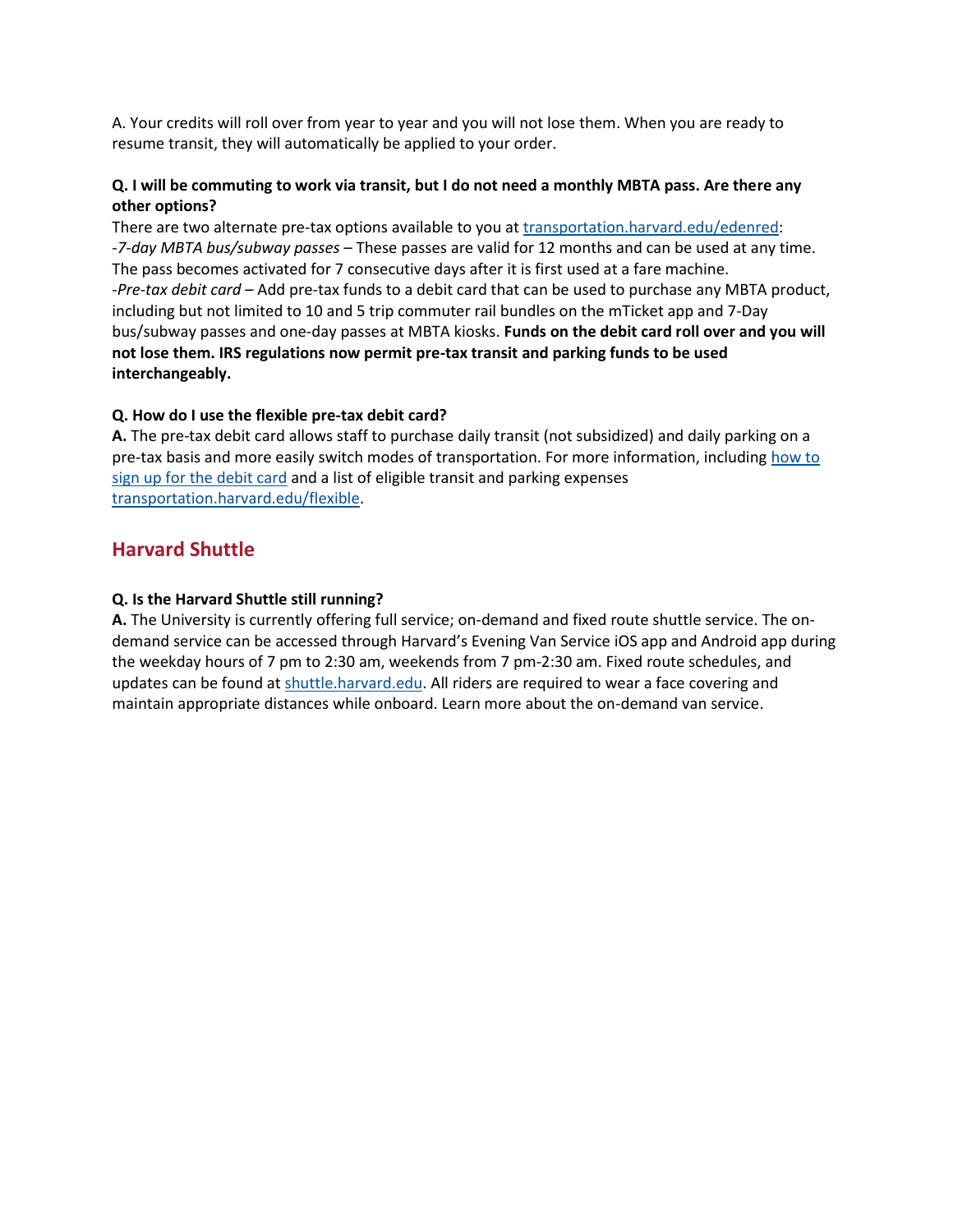A. Your credits will roll over from year to year and you will not lose them. When you are ready to resume transit, they will automatically be applied to your order.

**Q. I will be commuting to work via transit, but I do not need a monthly MBTA pass. Are there any other options?**

There are two alternate pre-tax options available to you at [transportation.harvard.edu/edenred](transportation.harvard.edu/edenred):

-*7-day MBTA bus/subway passes* – These passes are valid for 12 months and can be used at any time. The pass becomes activated for 7 consecutive days after it is first used at a fare machine.

-*Pre-tax debit card* – Add pre-tax funds to a debit card that can be used to purchase any MBTA product, including but not limited to 10 and 5 trip commuter rail bundles on the mTicket app and 7-Day bus/subway passes and one-day passes at MBTA kiosks. **Funds on the debit card roll over and you will not lose them. IRS regulations now permit pre-tax transit and parking funds to be used interchangeably.**

**Q. How do I use the flexible pre-tax debit card?**

**A.** The pre-tax debit card allows staff to purchase daily transit (not subsidized) and daily parking on a pre-tax basis and more easily switch modes of transportation. For more information, including how to sign up for the debit card and a list of eligible transit and parking expenses [transportation.harvard.edu/flexible](transportation.harvard.edu/flexible).

## Harvard Shuttle

**Q. Is the Harvard Shuttle still running?**

**A.** The University is currently offering full service; on-demand and fixed route shuttle service. The on-demand service can be accessed through Harvard's Evening Van Service iOS app and Android app during the weekday hours of 7 pm to 2:30 am, weekends from 7 pm-2:30 am. Fixed route schedules, and updates can be found at [shuttle.harvard.edu](shuttle.harvard.edu). All riders are required to wear a face covering and maintain appropriate distances while onboard. Learn more about the on-demand van service.